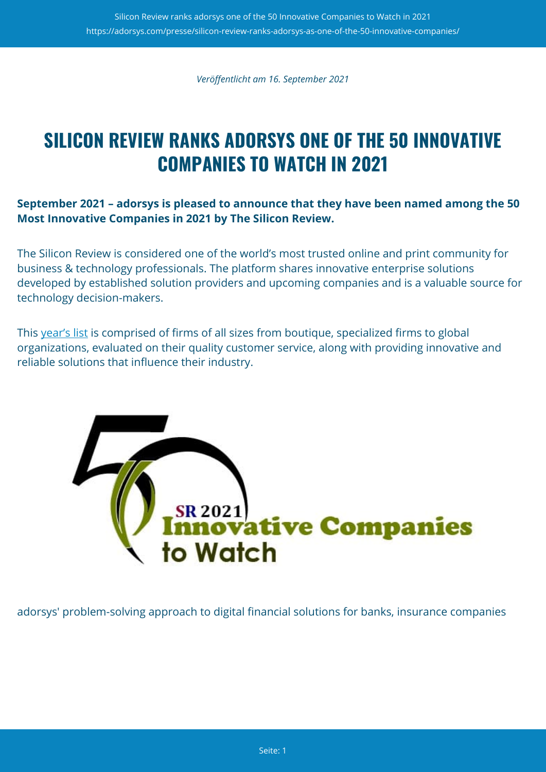*Veröffentlicht am 16. September 2021*

# SILICON REVIEW RANKS ADORSYS ONE OF THE 50 INNOVATIVE COMPANIES TO WATCH IN 2021

**September 2021 – adorsys is pleased to announce that they have been named among the 50 Most Innovative Companies in 2021 by The Silicon Review.**

The Silicon Review is considered one of the world's most trusted online and print community for business & technology professionals. The platform shares innovative enterprise solutions developed by established solution providers and upcoming companies and is a valuable source for technology decision-makers.

This year's list is comprised of firms of all sizes from boutique, specialized firms to global organizations, evaluated on their quality customer service, along with providing innovative and reliable solutions that influence their industry.

adorsys' problem-solving approach to digital financial solutions for banks, insurance companies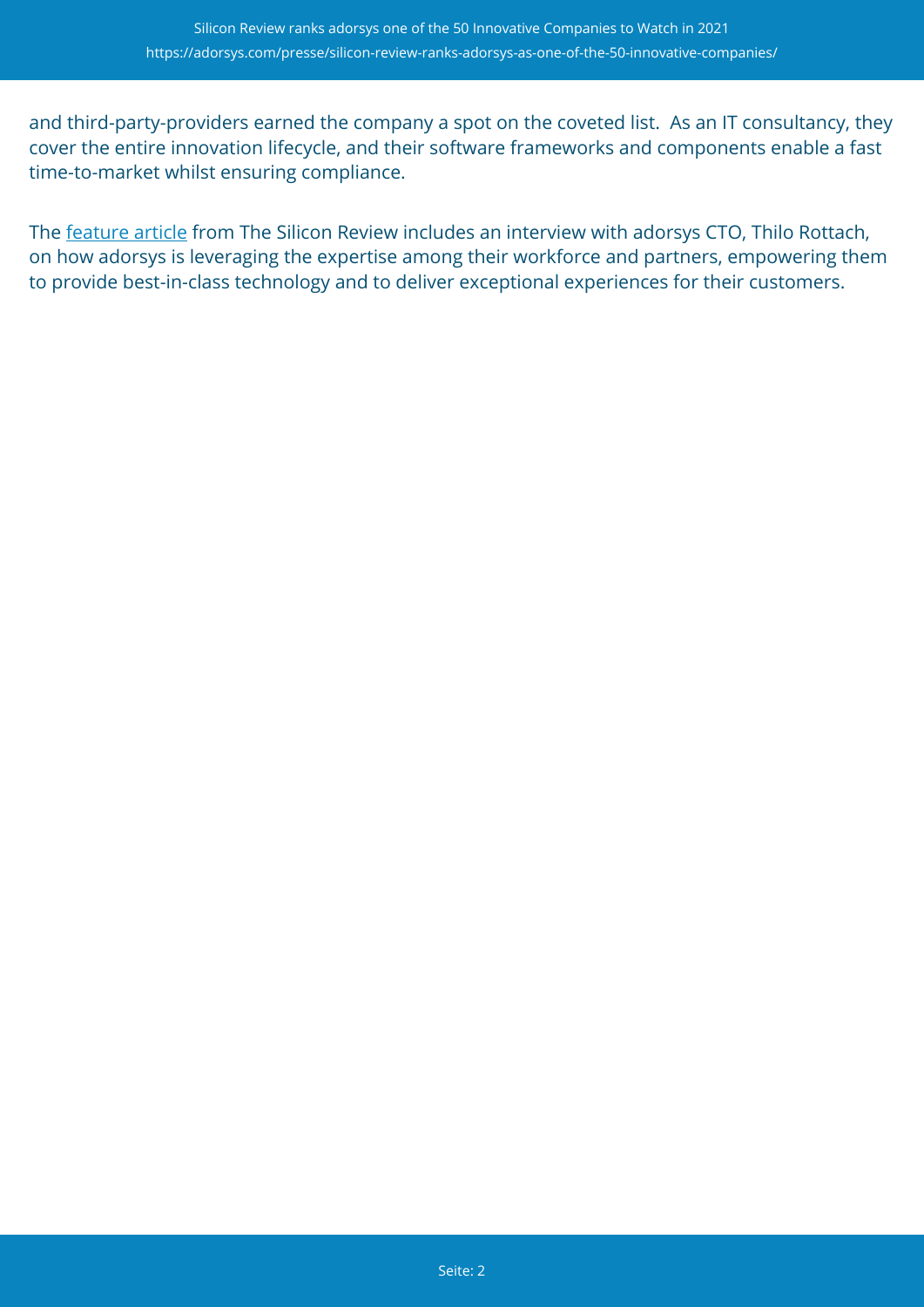and third-party-providers earned the company a spot on the coveted list.  As an IT consultancy, they cover the entire innovation lifecycle, and their software frameworks and components enable a fast time-to-market whilst ensuring compliance.

The feature article from The Silicon Review includes an interview with adorsys CTO, Thilo Rottach, on how adorsys is leveraging the expertise among their workforce and partners, empowering them to provide best-in-class technology and to deliver exceptional experiences for their customers.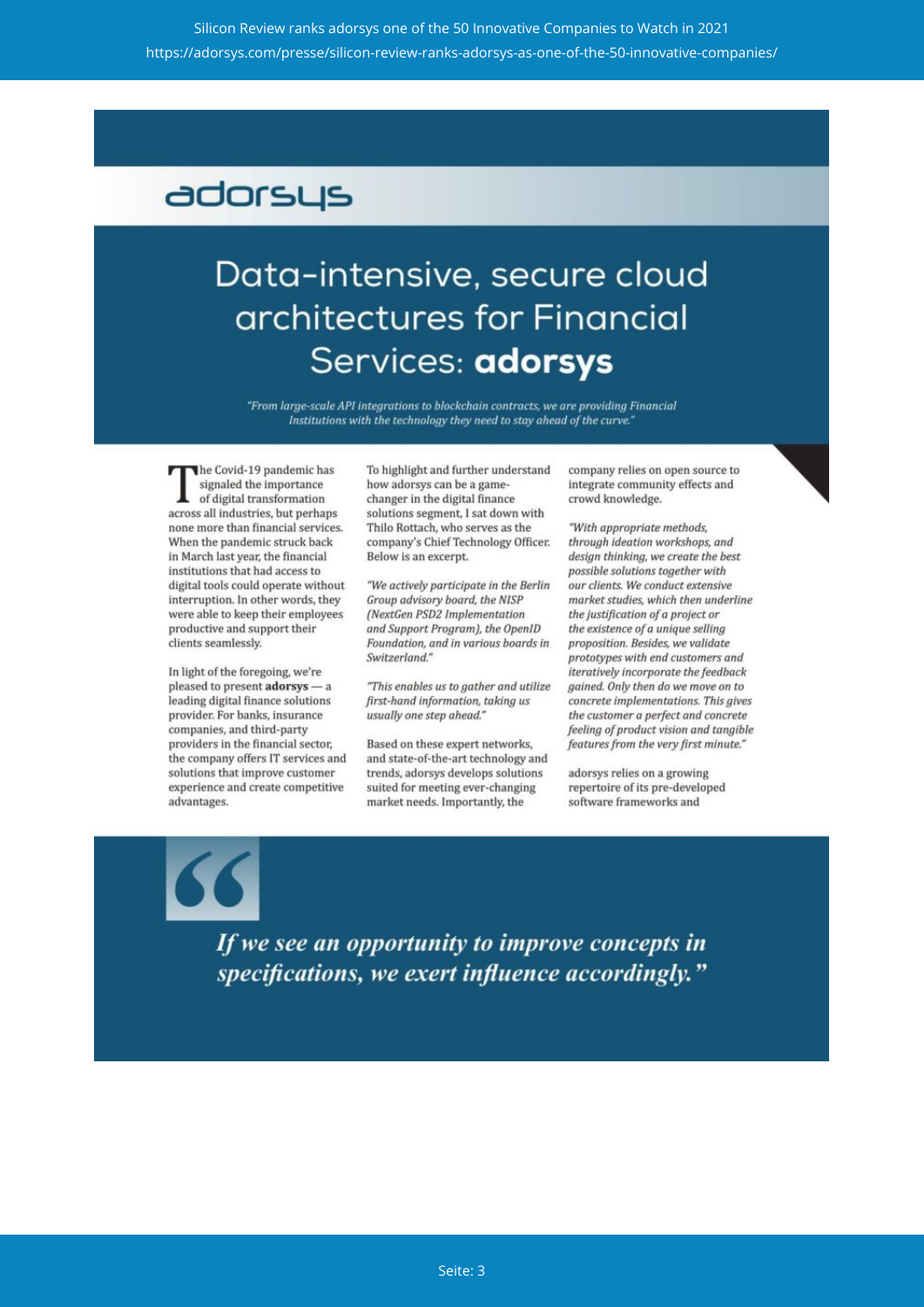adorsys

# Data-intensive, secure cloud architectures for Financial Services: **adorsys**

*"From large-scale API integrations to blockchain contracts, we are providing Financial Institutions with the technology they need to stay ahead of the curve."*

The Covid-19 pandemic has signaled the importance of digital transformation across all industries, but perhaps none more than financial services. When the pandemic struck back in March last year, the financial institutions that had access to digital tools could operate without interruption. In other words, they were able to keep their employees productive and support their clients seamlessly.

In light of the foregoing, we're pleased to present **adorsys** — a leading digital finance solutions provider. For banks, insurance companies, and third-party providers in the financial sector, the company offers IT services and solutions that improve customer experience and create competitive advantages.

To highlight and further understand how adorsys can be a game-changer in the digital finance solutions segment, I sat down with Thilo Rottach, who serves as the company's Chief Technology Officer. Below is an excerpt.

*"We actively participate in the Berlin Group advisory board, the NISP (NextGen PSD2 Implementation and Support Program), the OpenID Foundation, and in various boards in Switzerland."*

*"This enables us to gather and utilize first-hand information, taking us usually one step ahead."*

Based on these expert networks, and state-of-the-art technology and trends, adorsys develops solutions suited for meeting ever-changing market needs. Importantly, the company relies on open source to integrate community effects and crowd knowledge.

*"With appropriate methods, through ideation workshops, and design thinking, we create the best possible solutions together with our clients. We conduct extensive market studies, which then underline the justification of a project or the existence of a unique selling proposition. Besides, we validate prototypes with end customers and iteratively incorporate the feedback gained. Only then do we move on to concrete implementations. This gives the customer a perfect and concrete feeling of product vision and tangible features from the very first minute."*

adorsys relies on a growing repertoire of its pre-developed software frameworks and

> *"If we see an opportunity to improve concepts in specifications, we exert influence accordingly."*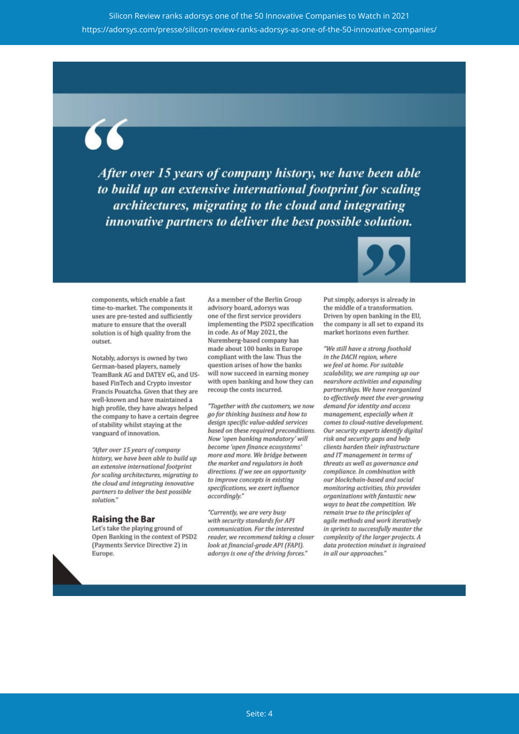> *After over 15 years of company history, we have been able to build up an extensive international footprint for scaling architectures, migrating to the cloud and integrating innovative partners to deliver the best possible solution.*

components, which enable a fast time-to-market. The components it uses are pre-tested and sufficiently mature to ensure that the overall solution is of high quality from the outset.

Notably, adorsys is owned by two German-based players, namely TeamBank AG and DATEV eG, and US-based FinTech and Crypto investor Francis Pouatcha. Given that they are well-known and have maintained a high profile, they have always helped the company to have a certain degree of stability whilst staying at the vanguard of innovation.

*"After over 15 years of company history, we have been able to build up an extensive international footprint for scaling architectures, migrating to the cloud and integrating innovative partners to deliver the best possible solution."*

## Raising the Bar

Let's take the playing ground of Open Banking in the context of PSD2 (Payments Service Directive 2) in Europe.

As a member of the Berlin Group advisory board, adorsys was one of the first service providers implementing the PSD2 specification in code. As of May 2021, the Nuremberg-based company has made about 100 banks in Europe compliant with the law. Thus the question arises of how the banks will now succeed in earning money with open banking and how they can recoup the costs incurred.

*"Together with the customers, we now go for thinking business and how to design specific value-added services based on these required preconditions. Now 'open banking mandatory' will become 'open finance ecosystems' more and more. We bridge between the market and regulators in both directions. If we see an opportunity to improve concepts in existing specifications, we exert influence accordingly."*

*"Currently, we are very busy with security standards for API communication. For the interested reader, we recommend taking a closer look at financial-grade API (FAPI). adorsys is one of the driving forces."*

Put simply, adorsys is already in the middle of a transformation. Driven by open banking in the EU, the company is all set to expand its market horizons even further.

*"We still have a strong foothold in the DACH region, where we feel at home. For suitable scalability, we are ramping up our nearshore activities and expanding partnerships. We have reorganized to effectively meet the ever-growing demand for identity and access management, especially when it comes to cloud-native development. Our security experts identify digital risk and security gaps and help clients harden their infrastructure and IT management in terms of threats as well as governance and compliance. In combination with our blockchain-based and social monitoring activities, this provides organizations with fantastic new ways to beat the competition. We remain true to the principles of agile methods and work iteratively in sprints to successfully master the complexity of the larger projects. A data protection mindset is ingrained in all our approaches."*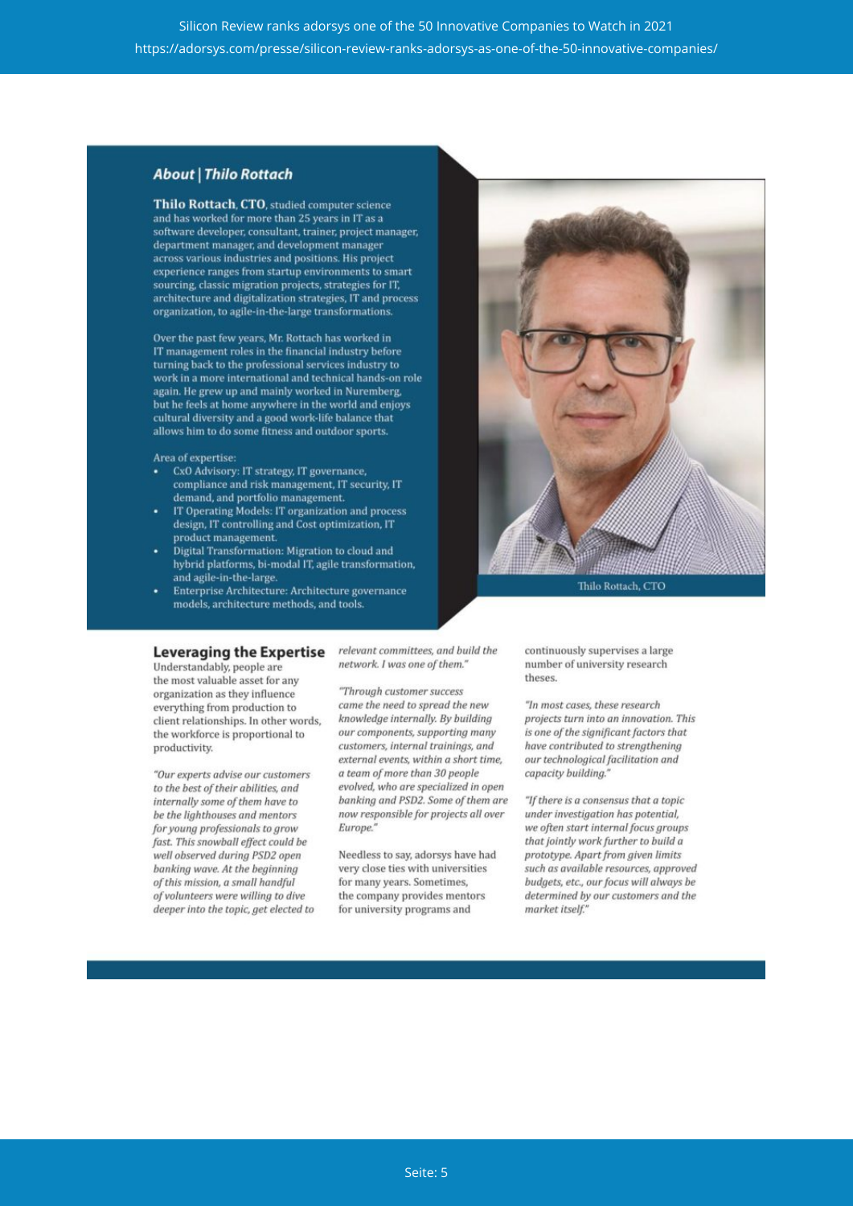## About | Thilo Rottach

**Thilo Rottach**, **CTO**, studied computer science and has worked for more than 25 years in IT as a software developer, consultant, trainer, project manager, department manager, and development manager across various industries and positions. His project experience ranges from startup environments to smart sourcing, classic migration projects, strategies for IT, architecture and digitalization strategies, IT and process organization, to agile-in-the-large transformations.

Over the past few years, Mr. Rottach has worked in IT management roles in the financial industry before turning back to the professional services industry to work in a more international and technical hands-on role again. He grew up and mainly worked in Nuremberg, but he feels at home anywhere in the world and enjoys cultural diversity and a good work-life balance that allows him to do some fitness and outdoor sports.

Area of expertise:

- CxO Advisory: IT strategy, IT governance, compliance and risk management, IT security, IT demand, and portfolio management.
- IT Operating Models: IT organization and process design, IT controlling and Cost optimization, IT product management.
- Digital Transformation: Migration to cloud and hybrid platforms, bi-modal IT, agile transformation, and agile-in-the-large.
- Enterprise Architecture: Architecture governance models, architecture methods, and tools.

Thilo Rottach, CTO

### Leveraging the Expertise

Understandably, people are the most valuable asset for any organization as they influence everything from production to client relationships. In other words, the workforce is proportional to productivity.

*"Our experts advise our customers to the best of their abilities, and internally some of them have to be the lighthouses and mentors for young professionals to grow fast. This snowball effect could be well observed during PSD2 open banking wave. At the beginning of this mission, a small handful of volunteers were willing to dive deeper into the topic, get elected to relevant committees, and build the network. I was one of them."*

*"Through customer success came the need to spread the new knowledge internally. By building our components, supporting many customers, internal trainings, and external events, within a short time, a team of more than 30 people evolved, who are specialized in open banking and PSD2. Some of them are now responsible for projects all over Europe."*

Needless to say, adorsys have had very close ties with universities for many years. Sometimes, the company provides mentors for university programs and continuously supervises a large number of university research theses.

*"In most cases, these research projects turn into an innovation. This is one of the significant factors that have contributed to strengthening our technological facilitation and capacity building."*

*"If there is a consensus that a topic under investigation has potential, we often start internal focus groups that jointly work further to build a prototype. Apart from given limits such as available resources, approved budgets, etc., our focus will always be determined by our customers and the market itself."*